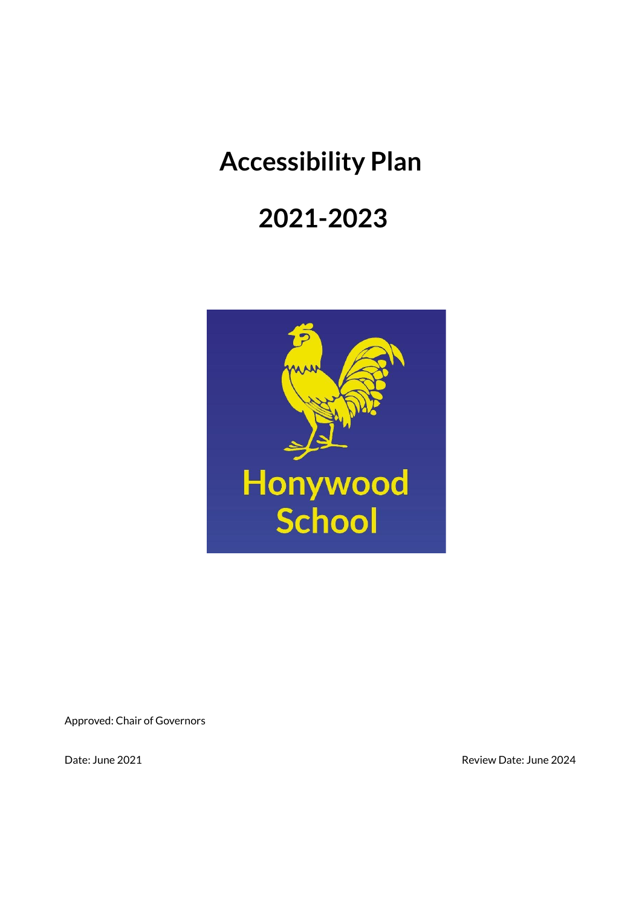# Accessibility Plan

# 2021-2023

Honywood School

Approved: Chair of Governors

Date: June 2021

Review Date: June 2024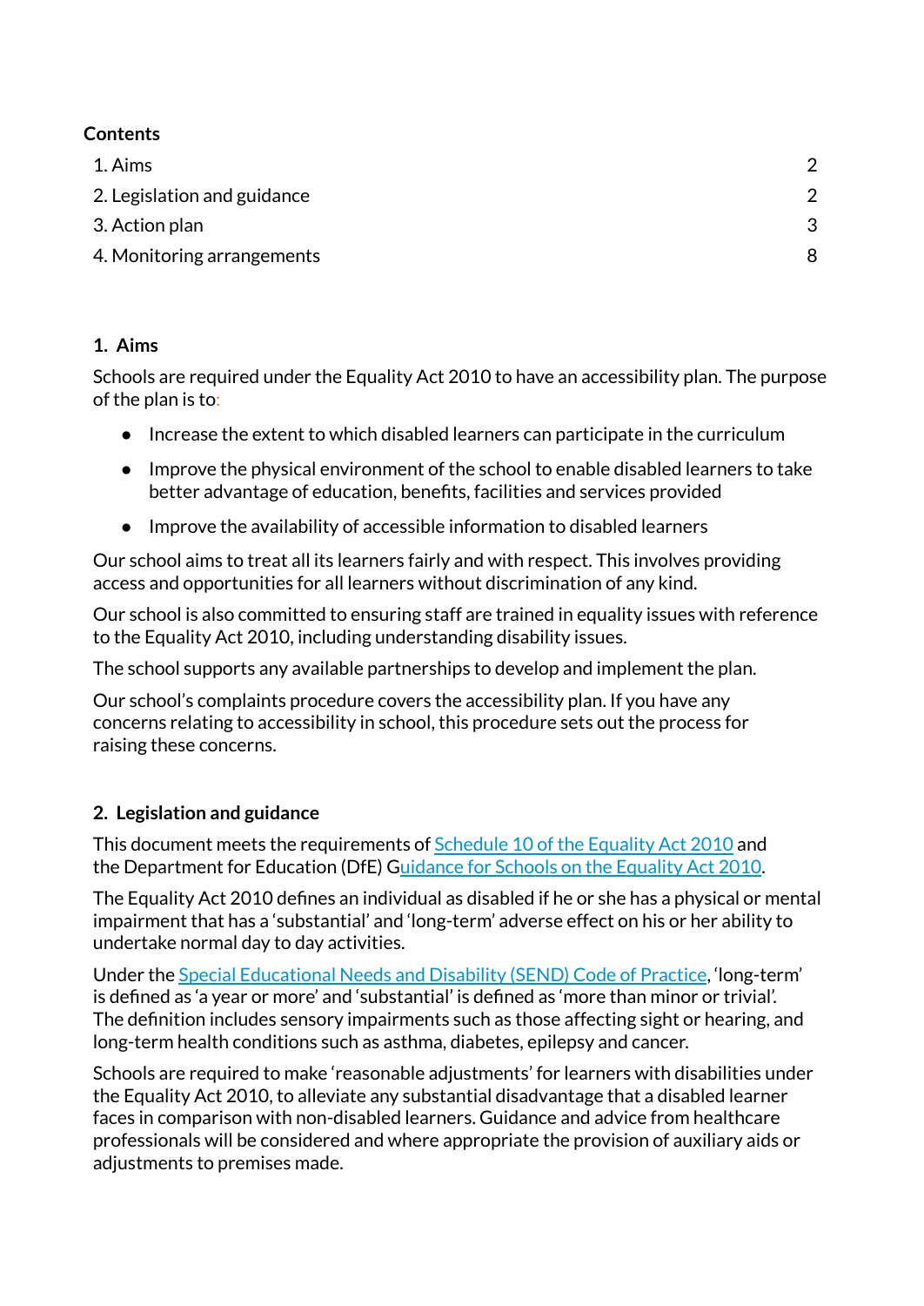**Contents**

| | |
|---|---|
| 1. Aims | 2 |
| 2. Legislation and guidance | 2 |
| 3. Action plan | 3 |
| 4. Monitoring arrangements | 8 |

## 1. Aims

Schools are required under the Equality Act 2010 to have an accessibility plan. The purpose of the plan is to:

- Increase the extent to which disabled learners can participate in the curriculum
- Improve the physical environment of the school to enable disabled learners to take better advantage of education, benefits, facilities and services provided
- Improve the availability of accessible information to disabled learners

Our school aims to treat all its learners fairly and with respect. This involves providing access and opportunities for all learners without discrimination of any kind.

Our school is also committed to ensuring staff are trained in equality issues with reference to the Equality Act 2010, including understanding disability issues.

The school supports any available partnerships to develop and implement the plan.

Our school's complaints procedure covers the accessibility plan. If you have any concerns relating to accessibility in school, this procedure sets out the process for raising these concerns.

## 2. Legislation and guidance

This document meets the requirements of Schedule 10 of the Equality Act 2010 and the Department for Education (DfE) Guidance for Schools on the Equality Act 2010.

The Equality Act 2010 defines an individual as disabled if he or she has a physical or mental impairment that has a 'substantial' and 'long-term' adverse effect on his or her ability to undertake normal day to day activities.

Under the Special Educational Needs and Disability (SEND) Code of Practice, 'long-term' is defined as 'a year or more' and 'substantial' is defined as 'more than minor or trivial'. The definition includes sensory impairments such as those affecting sight or hearing, and long-term health conditions such as asthma, diabetes, epilepsy and cancer.

Schools are required to make 'reasonable adjustments' for learners with disabilities under the Equality Act 2010, to alleviate any substantial disadvantage that a disabled learner faces in comparison with non-disabled learners. Guidance and advice from healthcare professionals will be considered and where appropriate the provision of auxiliary aids or adjustments to premises made.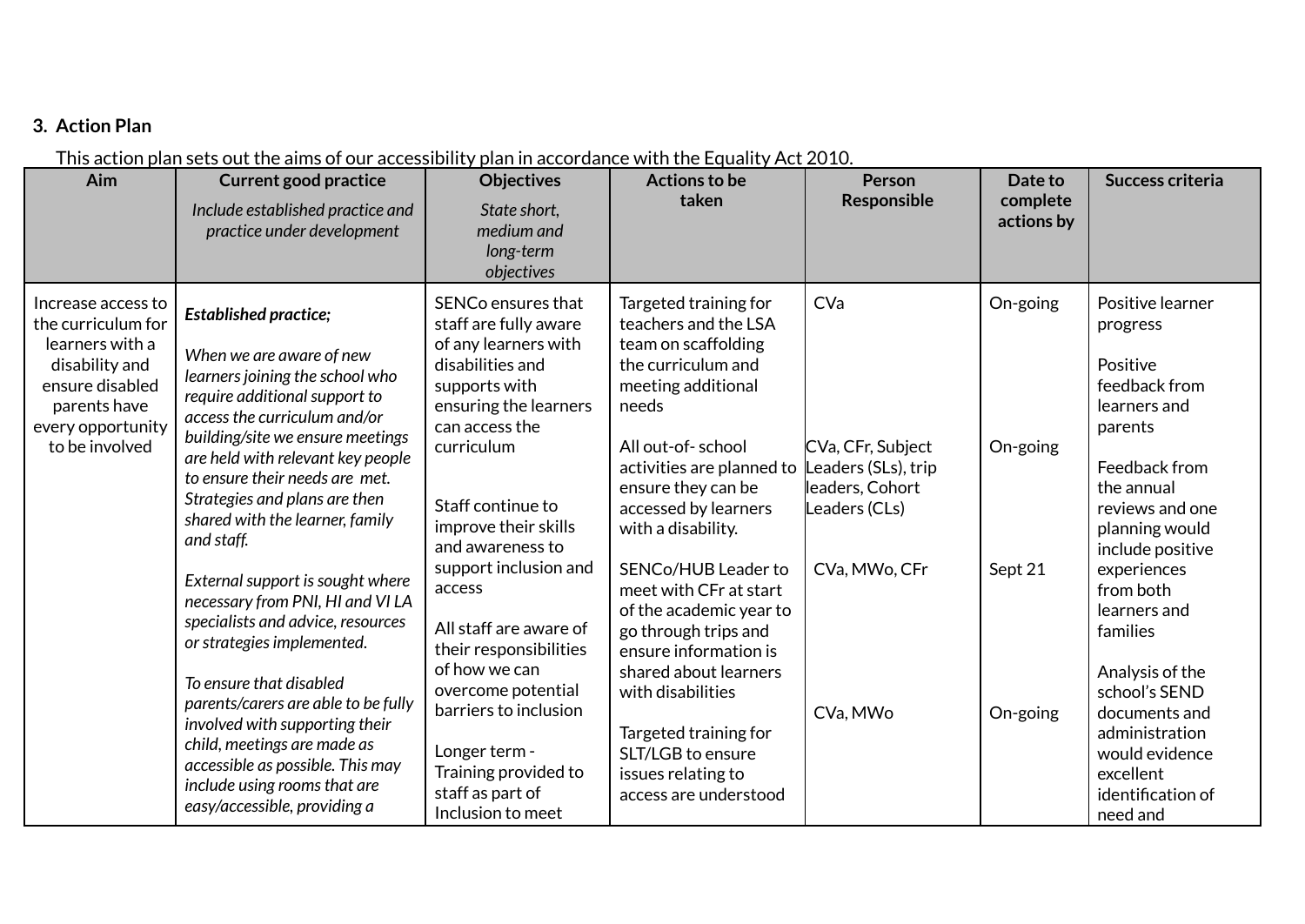3. **Action Plan**

This action plan sets out the aims of our accessibility plan in accordance with the Equality Act 2010.

| Aim | Current good practice<br>*Include established practice and practice under development* | Objectives<br>*State short, medium and long-term objectives* | Actions to be taken | Person Responsible | Date to complete actions by | Success criteria |
|---|---|---|---|---|---|---|
| Increase access to the curriculum for learners with a disability and ensure disabled parents have every opportunity to be involved | ***Established practice;***<br><br>*When we are aware of new learners joining the school who require additional support to access the curriculum and/or building/site we ensure meetings are held with relevant key people to ensure their needs are met. Strategies and plans are then shared with the learner, family and staff.*<br><br>*External support is sought where necessary from PNI, HI and VI LA specialists and advice, resources or strategies implemented.*<br><br>*To ensure that disabled parents/carers are able to be fully involved with supporting their child, meetings are made as accessible as possible. This may include using rooms that are easy/accessible, providing a* | SENCo ensures that staff are fully aware of any learners with disabilities and supports with ensuring the learners can access the curriculum<br><br>Staff continue to improve their skills and awareness to support inclusion and access<br><br>All staff are aware of their responsibilities of how we can overcome potential barriers to inclusion<br><br>Longer term - Training provided to staff as part of Inclusion to meet | Targeted training for teachers and the LSA team on scaffolding the curriculum and meeting additional needs<br><br>All out-of- school activities are planned to ensure they can be accessed by learners with a disability.<br><br>SENCo/HUB Leader to meet with CFr at start of the academic year to go through trips and ensure information is shared about learners with disabilities<br><br>Targeted training for SLT/LGB to ensure issues relating to access are understood | CVa<br><br>CVa, CFr, Subject Leaders (SLs), trip leaders, Cohort Leaders (CLs)<br><br>CVa, MWo, CFr<br><br>CVa, MWo | On-going<br><br>On-going<br><br>Sept 21<br><br>On-going | Positive learner progress<br><br>Positive feedback from learners and parents<br><br>Feedback from the annual reviews and one planning would include positive experiences from both learners and families<br><br>Analysis of the school's SEND documents and administration would evidence excellent identification of need and |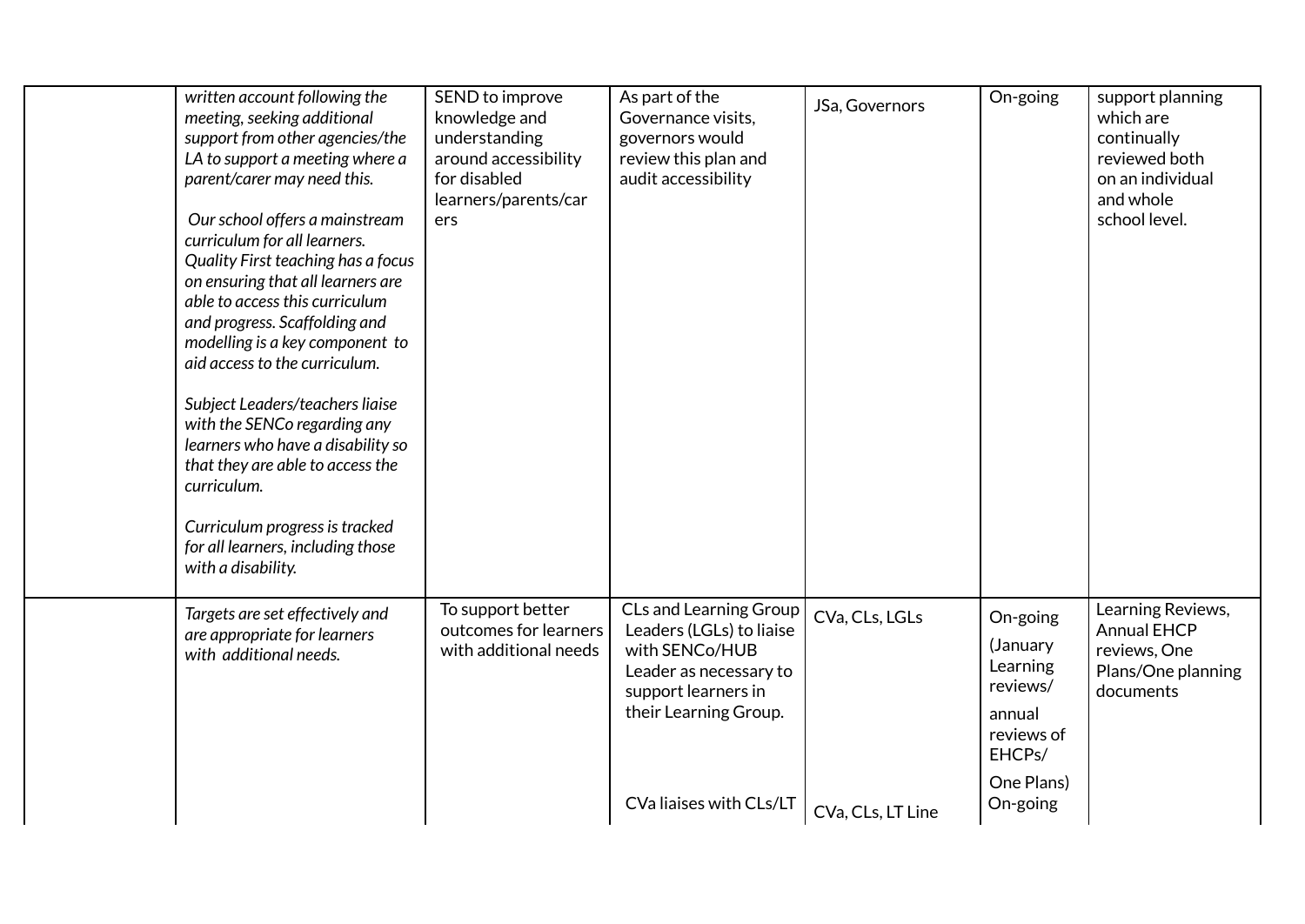| | | | | | | |
|---|---|---|---|---|---|---|
| | *written account following the meeting, seeking additional support from other agencies/the LA to support a meeting where a parent/carer may need this.*<br><br>*Our school offers a mainstream curriculum for all learners. Quality First teaching has a focus on ensuring that all learners are able to access this curriculum and progress. Scaffolding and modelling is a key component to aid access to the curriculum.*<br><br>*Subject Leaders/teachers liaise with the SENCo regarding any learners who have a disability so that they are able to access the curriculum.*<br><br>*Curriculum progress is tracked for all learners, including those with a disability.* | SEND to improve knowledge and understanding around accessibility for disabled learners/parents/carers | As part of the Governance visits, governors would review this plan and audit accessibility | JSa, Governors | On-going | support planning which are continually reviewed both on an individual and whole school level. |
| | *Targets are set effectively and are appropriate for learners with additional needs.* | To support better outcomes for learners with additional needs | CLs and Learning Group Leaders (LGLs) to liaise with SENCo/HUB Leader as necessary to support learners in their Learning Group.<br><br>CVa liaises with CLs/LT | CVa, CLs, LGLs<br><br>CVa, CLs, LT Line | On-going<br>(January Learning reviews/<br>annual reviews of EHCPs/<br>One Plans)<br>On-going | Learning Reviews, Annual EHCP reviews, One Plans/One planning documents |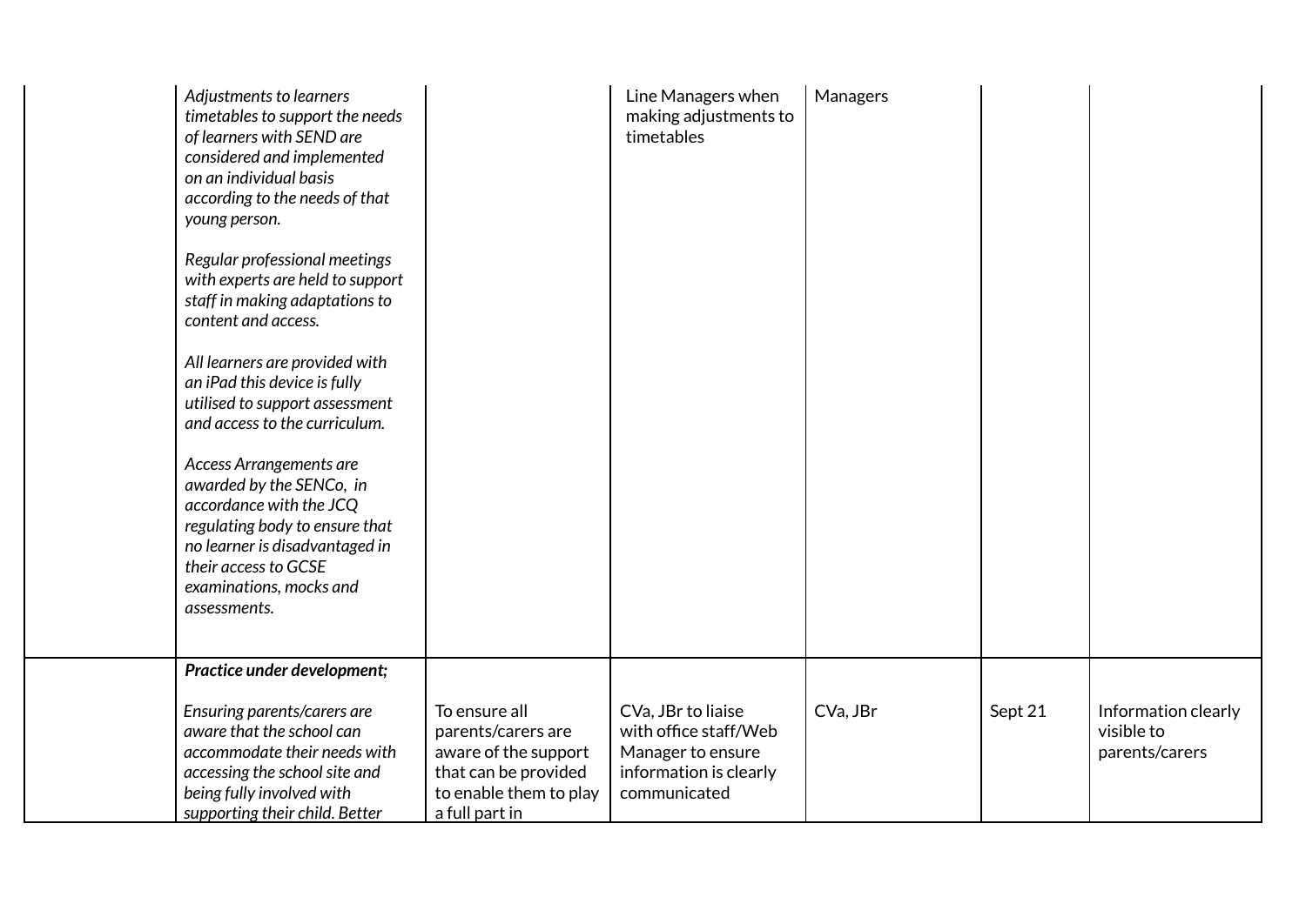| | | | | | | |
|---|---|---|---|---|---|---|
| | *Adjustments to learners timetables to support the needs of learners with SEND are considered and implemented on an individual basis according to the needs of that young person.*<br><br>*Regular professional meetings with experts are held to support staff in making adaptations to content and access.*<br><br>*All learners are provided with an iPad this device is fully utilised to support assessment and access to the curriculum.*<br><br>*Access Arrangements are awarded by the SENCo, in accordance with the JCQ regulating body to ensure that no learner is disadvantaged in their access to GCSE examinations, mocks and assessments.* | | Line Managers when making adjustments to timetables | Managers | | |
| | ***Practice under development;***<br><br>*Ensuring parents/carers are aware that the school can accommodate their needs with accessing the school site and being fully involved with supporting their child. Better* | To ensure all parents/carers are aware of the support that can be provided to enable them to play a full part in | CVa, JBr to liaise with office staff/Web Manager to ensure information is clearly communicated | CVa, JBr | Sept 21 | Information clearly visible to parents/carers |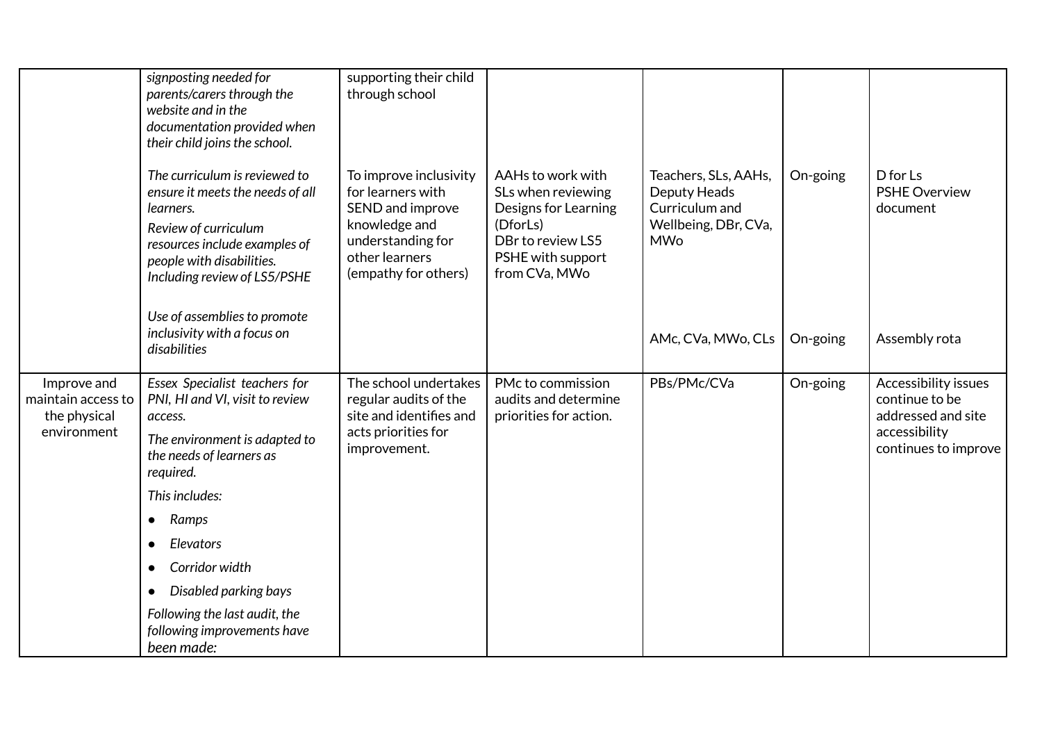| | | | | | | |
|---|---|---|---|---|---|---|
| | *signposting needed for parents/carers through the website and in the documentation provided when their child joins the school.* | supporting their child through school | | | | |
| | *The curriculum is reviewed to ensure it meets the needs of all learners.*<br>*Review of curriculum resources include examples of people with disabilities. Including review of LS5/PSHE* | To improve inclusivity for learners with SEND and improve knowledge and understanding for other learners (empathy for others) | AAHs to work with SLs when reviewing Designs for Learning (DforLs)<br>DBr to review LS5 PSHE with support from CVa, MWo | Teachers, SLs, AAHs, Deputy Heads Curriculum and Wellbeing, DBr, CVa, MWo | On-going | D for Ls<br>PSHE Overview document |
| | *Use of assemblies to promote inclusivity with a focus on disabilities* | | | AMc, CVa, MWo, CLs | On-going | Assembly rota |
| Improve and maintain access to the physical environment | *Essex Specialist teachers for PNI, HI and VI, visit to review access.*<br>*The environment is adapted to the needs of learners as required.*<br>*This includes:*<br>• *Ramps*<br>• *Elevators*<br>• *Corridor width*<br>• *Disabled parking bays*<br>*Following the last audit, the following improvements have been made:* | The school undertakes regular audits of the site and identifies and acts priorities for improvement. | PMc to commission audits and determine priorities for action. | PBs/PMc/CVa | On-going | Accessibility issues continue to be addressed and site accessibility continues to improve |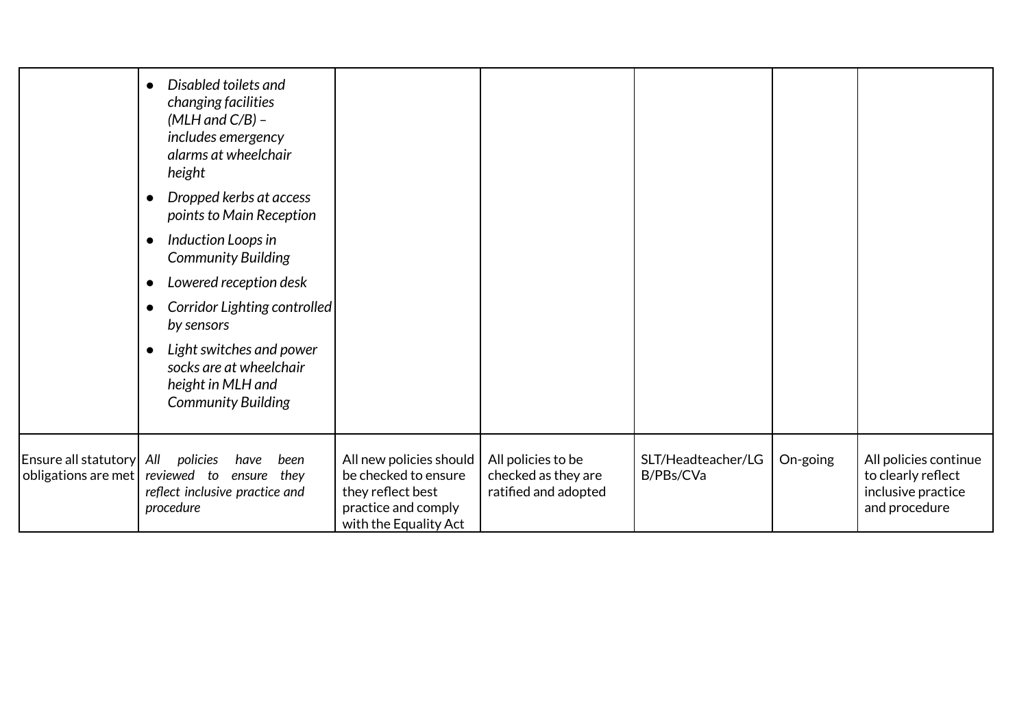| | | | | | | |
|---|---|---|---|---|---|---|
| | • *Disabled toilets and changing facilities (MLH and C/B) – includes emergency alarms at wheelchair height*<br>• *Dropped kerbs at access points to Main Reception*<br>• *Induction Loops in Community Building*<br>• *Lowered reception desk*<br>• *Corridor Lighting controlled by sensors*<br>• *Light switches and power socks are at wheelchair height in MLH and Community Building* | | | | | |
| Ensure all statutory obligations are met | *All policies have been reviewed to ensure they reflect inclusive practice and procedure* | All new policies should be checked to ensure they reflect best practice and comply with the Equality Act | All policies to be checked as they are ratified and adopted | SLT/Headteacher/LGB/PBs/CVa | On-going | All policies continue to clearly reflect inclusive practice and procedure |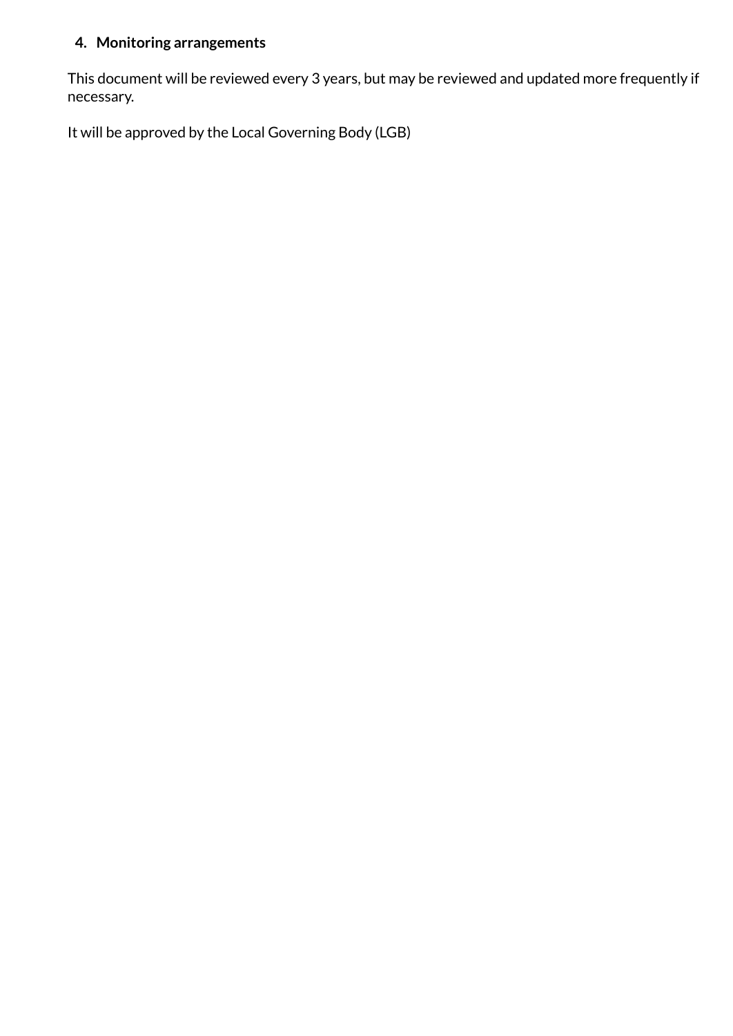## 4. Monitoring arrangements

This document will be reviewed every 3 years, but may be reviewed and updated more frequently if necessary.

It will be approved by the Local Governing Body (LGB)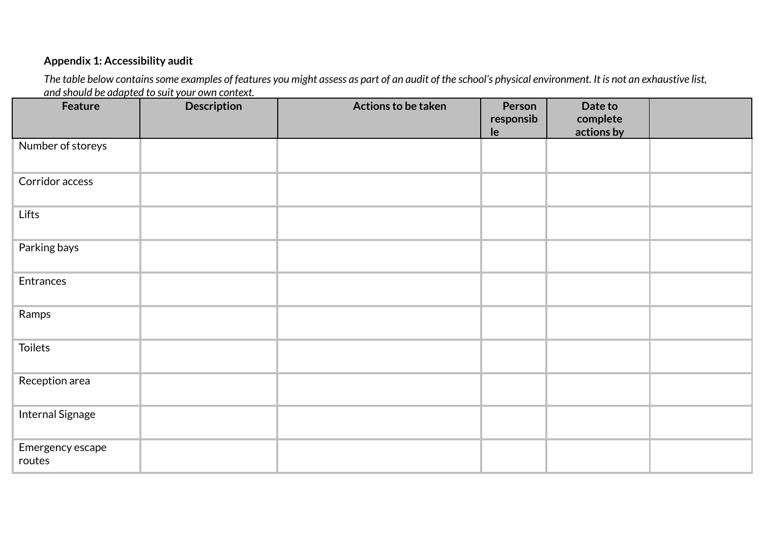**Appendix 1: Accessibility audit**

*The table below contains some examples of features you might assess as part of an audit of the school's physical environment. It is not an exhaustive list, and should be adapted to suit your own context.*

| Feature | Description | Actions to be taken | Person responsible | Date to complete actions by | |
|---|---|---|---|---|---|
| Number of storeys | | | | | |
| Corridor access | | | | | |
| Lifts | | | | | |
| Parking bays | | | | | |
| Entrances | | | | | |
| Ramps | | | | | |
| Toilets | | | | | |
| Reception area | | | | | |
| Internal Signage | | | | | |
| Emergency escape routes | | | | | |